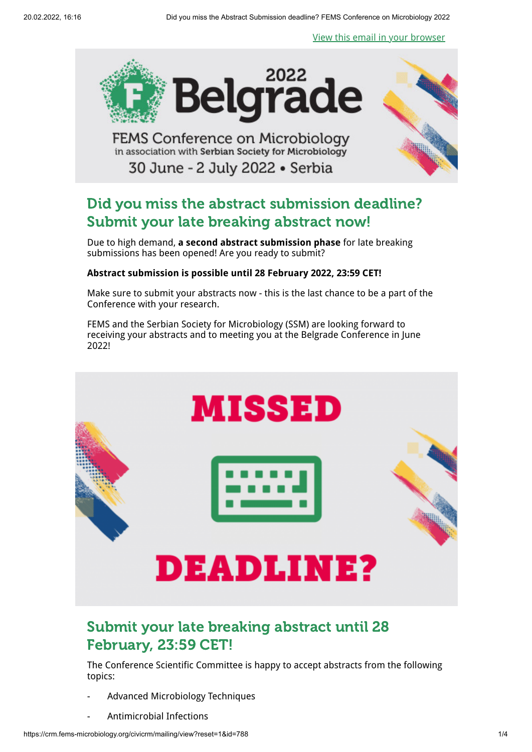[View this email in your browser](https://crm.fems-microbiology.org/civicrm/mailing/view?reset=1&id=788)

2022 Belgrade

FEMS Conference on Microbiology
in association with Serbian Society for Microbiology
30 June - 2 July 2022 • Serbia

## Did you miss the abstract submission deadline? Submit your late breaking abstract now!

Due to high demand, **a second abstract submission phase** for late breaking submissions has been opened! Are you ready to submit?

**Abstract submission is possible until 28 February 2022, 23:59 CET!**

Make sure to submit your abstracts now - this is the last chance to be a part of the Conference with your research.

FEMS and the Serbian Society for Microbiology (SSM) are looking forward to receiving your abstracts and to meeting you at the Belgrade Conference in June 2022!

MISSED DEADLINE?

## Submit your late breaking abstract until 28 February, 23:59 CET!

The Conference Scientific Committee is happy to accept abstracts from the following topics:

- Advanced Microbiology Techniques
- Antimicrobial Infections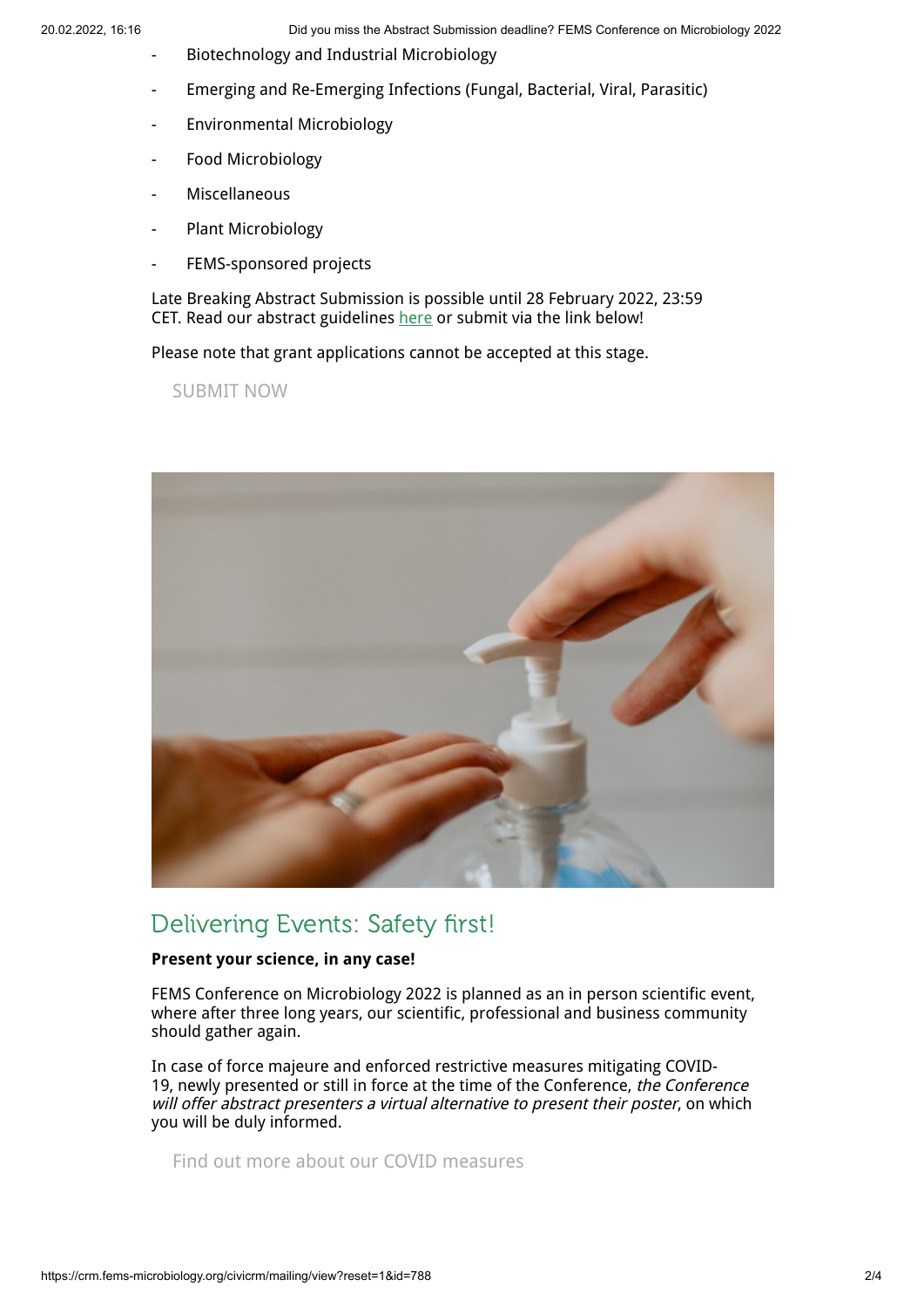- Biotechnology and Industrial Microbiology
- Emerging and Re-Emerging Infections (Fungal, Bacterial, Viral, Parasitic)
- Environmental Microbiology
- Food Microbiology
- Miscellaneous
- Plant Microbiology
- FEMS-sponsored projects

Late Breaking Abstract Submission is possible until 28 February 2022, 23:59 CET. Read our abstract guidelines here or submit via the link below!

Please note that grant applications cannot be accepted at this stage.

SUBMIT NOW

## Delivering Events: Safety first!

**Present your science, in any case!**

FEMS Conference on Microbiology 2022 is planned as an in person scientific event, where after three long years, our scientific, professional and business community should gather again.

In case of force majeure and enforced restrictive measures mitigating COVID-19, newly presented or still in force at the time of the Conference, *the Conference will offer abstract presenters a virtual alternative to present their poster*, on which you will be duly informed.

Find out more about our COVID measures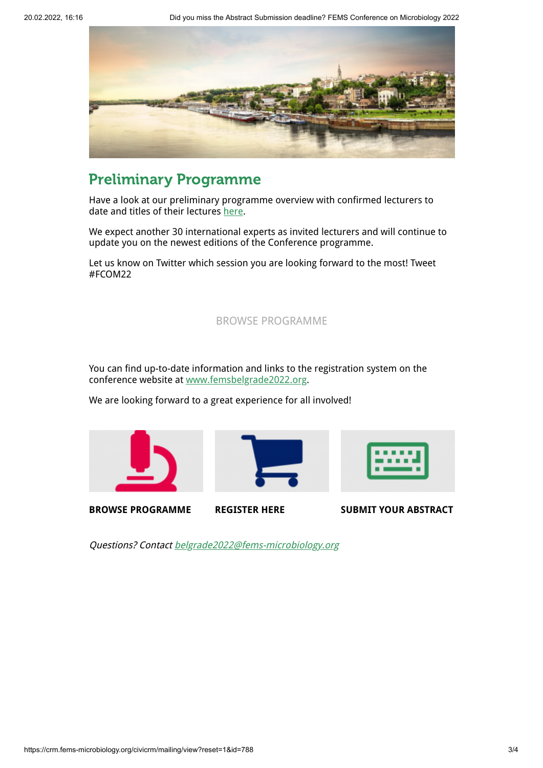## Preliminary Programme

Have a look at our preliminary programme overview with confirmed lecturers to date and titles of their lectures here.

We expect another 30 international experts as invited lecturers and will continue to update you on the newest editions of the Conference programme.

Let us know on Twitter which session you are looking forward to the most! Tweet #FCOM22

BROWSE PROGRAMME

You can find up-to-date information and links to the registration system on the conference website at www.femsbelgrade2022.org.

We are looking forward to a great experience for all involved!

**BROWSE PROGRAMME**

**REGISTER HERE**

**SUBMIT YOUR ABSTRACT**

*Questions? Contact belgrade2022@fems-microbiology.org*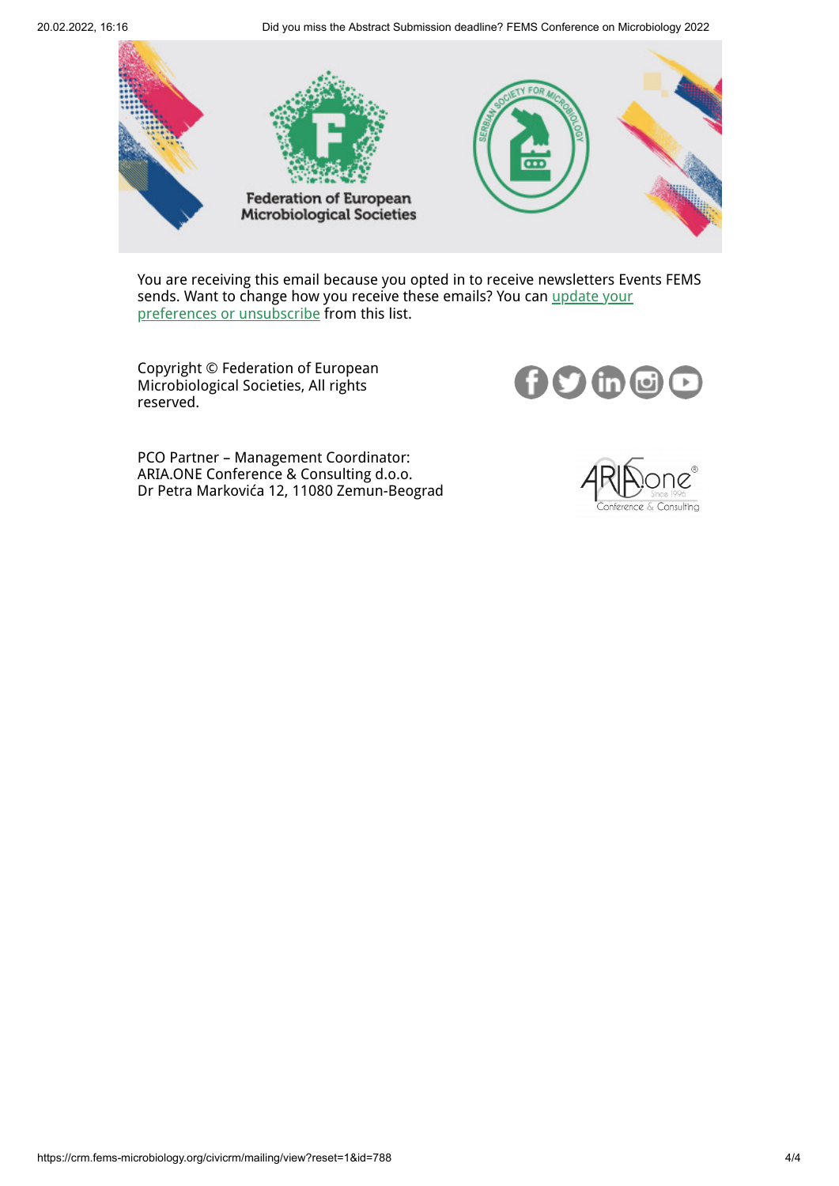Federation of European Microbiological Societies

SERBIAN SOCIETY FOR MICROBIOLOGY

You are receiving this email because you opted in to receive newsletters Events FEMS sends. Want to change how you receive these emails? You can update your preferences or unsubscribe from this list.

Copyright © Federation of European Microbiological Societies, All rights reserved.

PCO Partner – Management Coordinator:
ARIA.ONE Conference & Consulting d.o.o.
Dr Petra Markovića 12, 11080 Zemun-Beograd

ARIA.one® Since 1996 Conference & Consulting